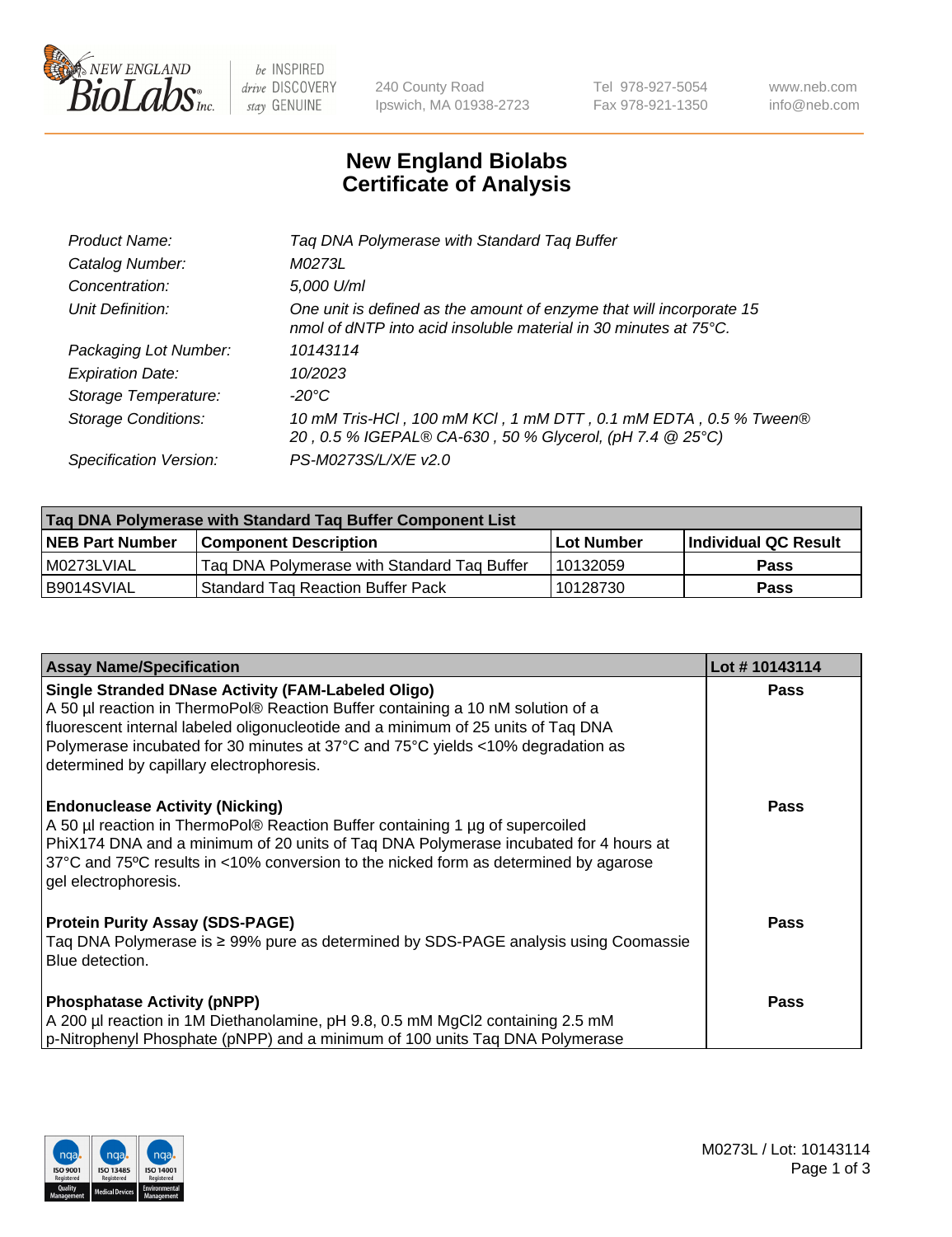# New England Biolabs
# Certificate of Analysis

| | |
|---|---|
| *Product Name:* | *Taq DNA Polymerase with Standard Taq Buffer* |
| *Catalog Number:* | *M0273L* |
| *Concentration:* | *5,000 U/ml* |
| *Unit Definition:* | *One unit is defined as the amount of enzyme that will incorporate 15 nmol of dNTP into acid insoluble material in 30 minutes at 75°C.* |
| *Packaging Lot Number:* | *10143114* |
| *Expiration Date:* | *10/2023* |
| *Storage Temperature:* | *-20°C* |
| *Storage Conditions:* | *10 mM Tris-HCl , 100 mM KCl , 1 mM DTT , 0.1 mM EDTA , 0.5 % Tween® 20 , 0.5 % IGEPAL® CA-630 , 50 % Glycerol, (pH 7.4 @ 25°C)* |
| *Specification Version:* | *PS-M0273S/L/X/E v2.0* |

| **Taq DNA Polymerase with Standard Taq Buffer Component List** | | | |
|---|---|---|---|
| **NEB Part Number** | **Component Description** | **Lot Number** | **Individual QC Result** |
| M0273LVIAL | Taq DNA Polymerase with Standard Taq Buffer | 10132059 | **Pass** |
| B9014SVIAL | Standard Taq Reaction Buffer Pack | 10128730 | **Pass** |

| **Assay Name/Specification** | **Lot # 10143114** |
|---|---|
| **Single Stranded DNase Activity (FAM-Labeled Oligo)**<br>A 50 µl reaction in ThermoPol® Reaction Buffer containing a 10 nM solution of a fluorescent internal labeled oligonucleotide and a minimum of 25 units of Taq DNA Polymerase incubated for 30 minutes at 37°C and 75°C yields <10% degradation as determined by capillary electrophoresis. | **Pass** |
| **Endonuclease Activity (Nicking)**<br>A 50 µl reaction in ThermoPol® Reaction Buffer containing 1 µg of supercoiled PhiX174 DNA and a minimum of 20 units of Taq DNA Polymerase incubated for 4 hours at 37°C and 75ºC results in <10% conversion to the nicked form as determined by agarose gel electrophoresis. | **Pass** |
| **Protein Purity Assay (SDS-PAGE)**<br>Taq DNA Polymerase is ≥ 99% pure as determined by SDS-PAGE analysis using Coomassie Blue detection. | **Pass** |
| **Phosphatase Activity (pNPP)**<br>A 200 µl reaction in 1M Diethanolamine, pH 9.8, 0.5 mM MgCl2 containing 2.5 mM p-Nitrophenyl Phosphate (pNPP) and a minimum of 100 units Taq DNA Polymerase | **Pass** |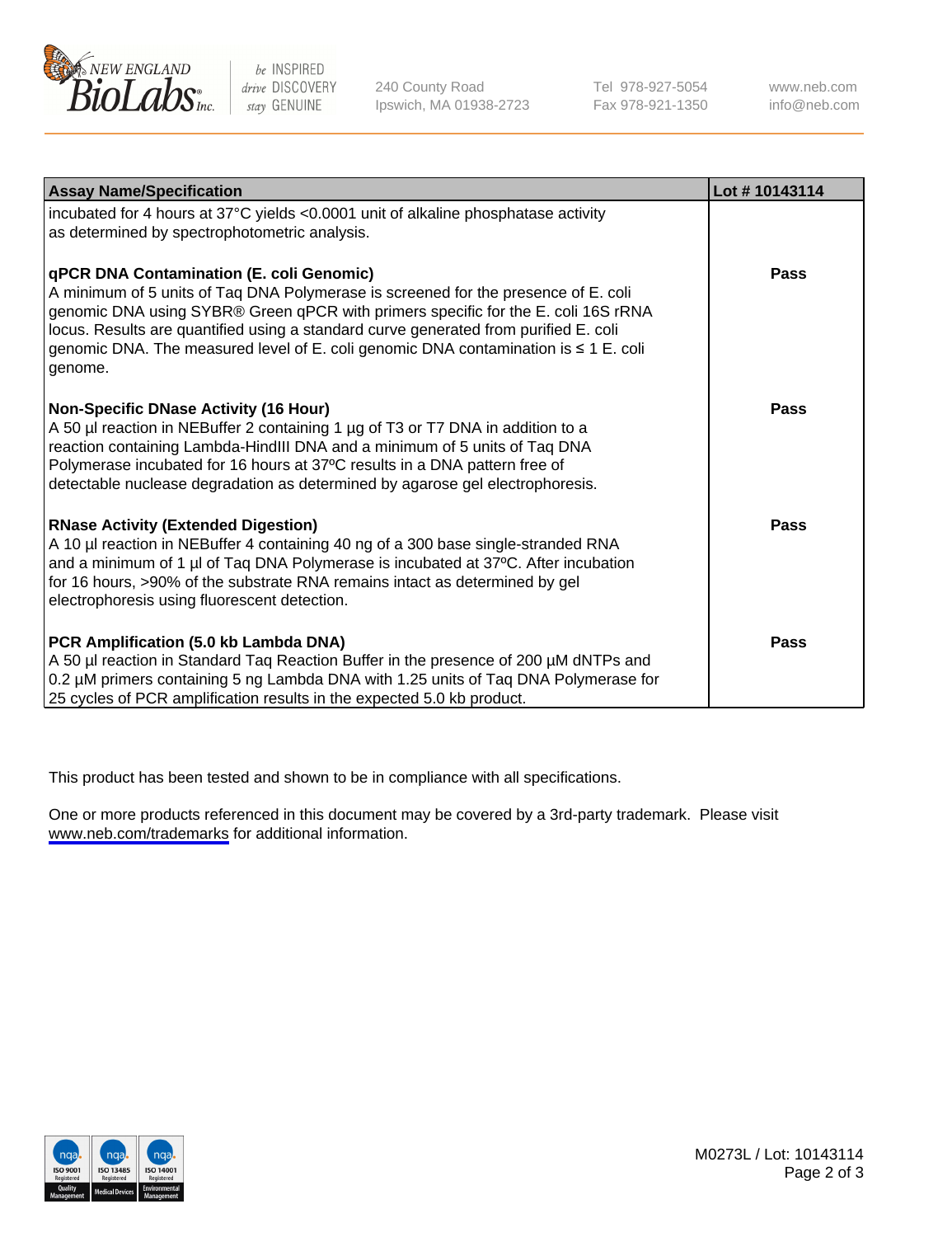| Assay Name/Specification | Lot # 10143114 |
| --- | --- |
| incubated for 4 hours at 37°C yields <0.0001 unit of alkaline phosphatase activity as determined by spectrophotometric analysis. | |
| **qPCR DNA Contamination (E. coli Genomic)**<br>A minimum of 5 units of Taq DNA Polymerase is screened for the presence of E. coli genomic DNA using SYBR® Green qPCR with primers specific for the E. coli 16S rRNA locus. Results are quantified using a standard curve generated from purified E. coli genomic DNA. The measured level of E. coli genomic DNA contamination is ≤ 1 E. coli genome. | **Pass** |
| **Non-Specific DNase Activity (16 Hour)**<br>A 50 µl reaction in NEBuffer 2 containing 1 µg of T3 or T7 DNA in addition to a reaction containing Lambda-HindIII DNA and a minimum of 5 units of Taq DNA Polymerase incubated for 16 hours at 37ºC results in a DNA pattern free of detectable nuclease degradation as determined by agarose gel electrophoresis. | **Pass** |
| **RNase Activity (Extended Digestion)**<br>A 10 µl reaction in NEBuffer 4 containing 40 ng of a 300 base single-stranded RNA and a minimum of 1 µl of Taq DNA Polymerase is incubated at 37ºC. After incubation for 16 hours, >90% of the substrate RNA remains intact as determined by gel electrophoresis using fluorescent detection. | **Pass** |
| **PCR Amplification (5.0 kb Lambda DNA)**<br>A 50 µl reaction in Standard Taq Reaction Buffer in the presence of 200 µM dNTPs and 0.2 µM primers containing 5 ng Lambda DNA with 1.25 units of Taq DNA Polymerase for 25 cycles of PCR amplification results in the expected 5.0 kb product. | **Pass** |

This product has been tested and shown to be in compliance with all specifications.

One or more products referenced in this document may be covered by a 3rd-party trademark. Please visit www.neb.com/trademarks for additional information.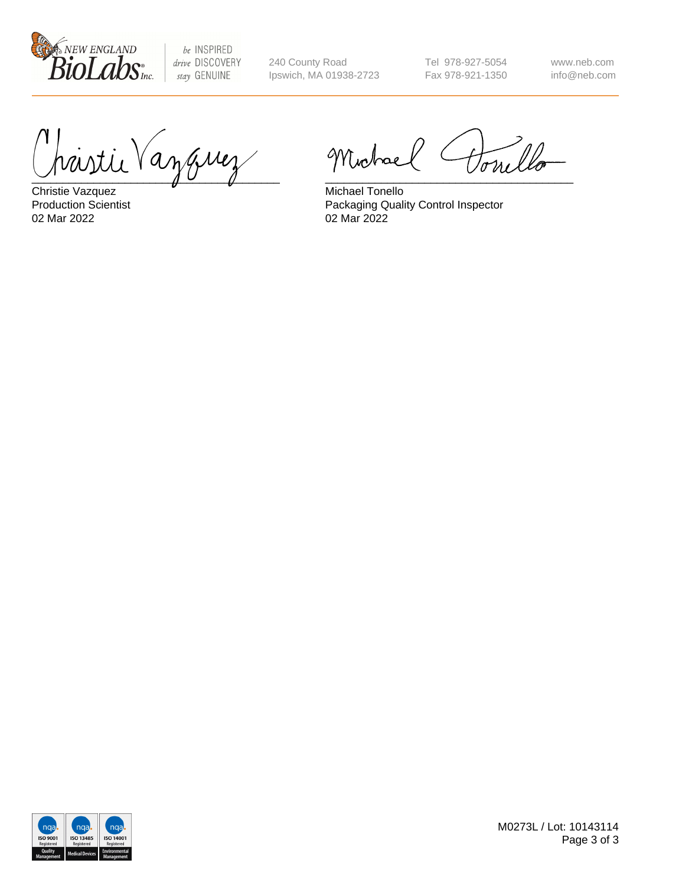240 County Road
Ipswich, MA 01938-2723

Tel 978-927-5054
Fax 978-921-1350

www.neb.com
info@neb.com

Christie Vazquez
Production Scientist
02 Mar 2022

Michael Tonello
Packaging Quality Control Inspector
02 Mar 2022

M0273L / Lot: 10143114